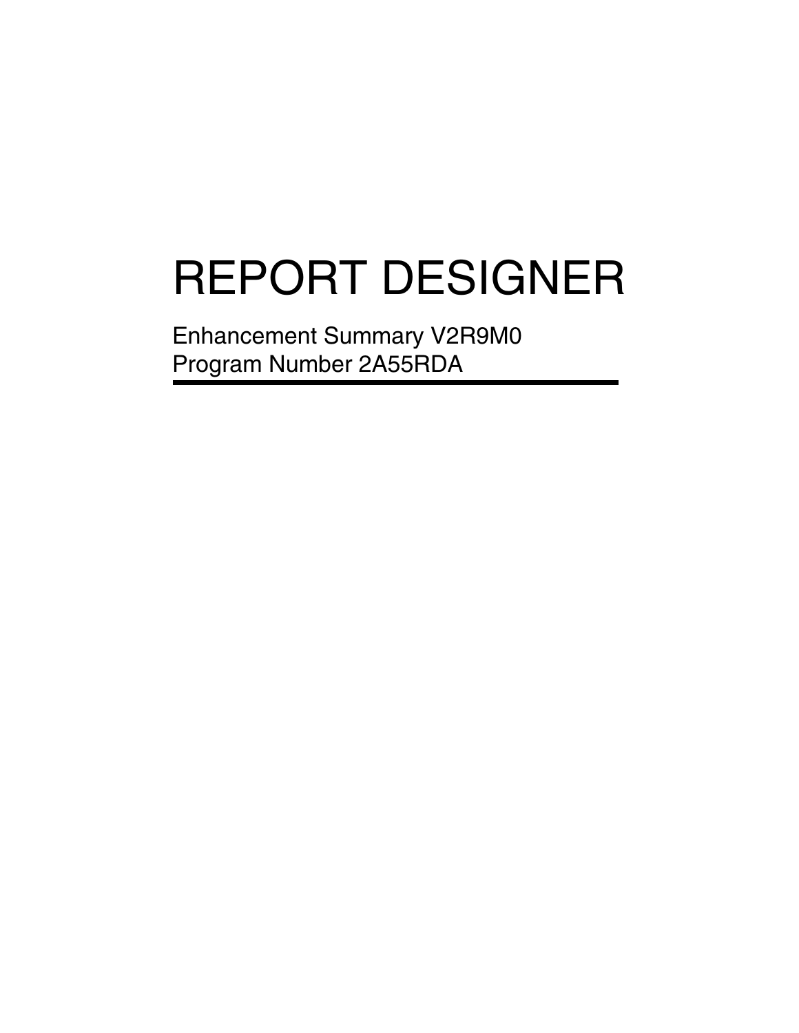# REPORT DESIGNER

Enhancement Summary V2R9M0
Program Number 2A55RDA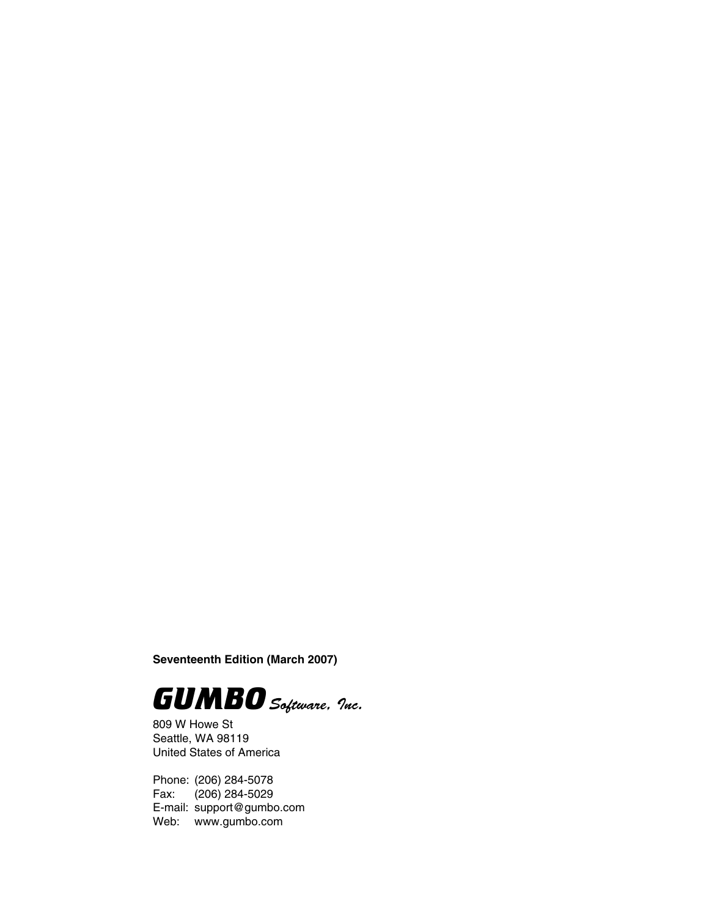**Seventeenth Edition (March 2007)**

**GUMBO** *Software, Inc.*

809 W Howe St
Seattle, WA 98119
United States of America

Phone: (206) 284-5078
Fax: (206) 284-5029
E-mail: support@gumbo.com
Web: www.gumbo.com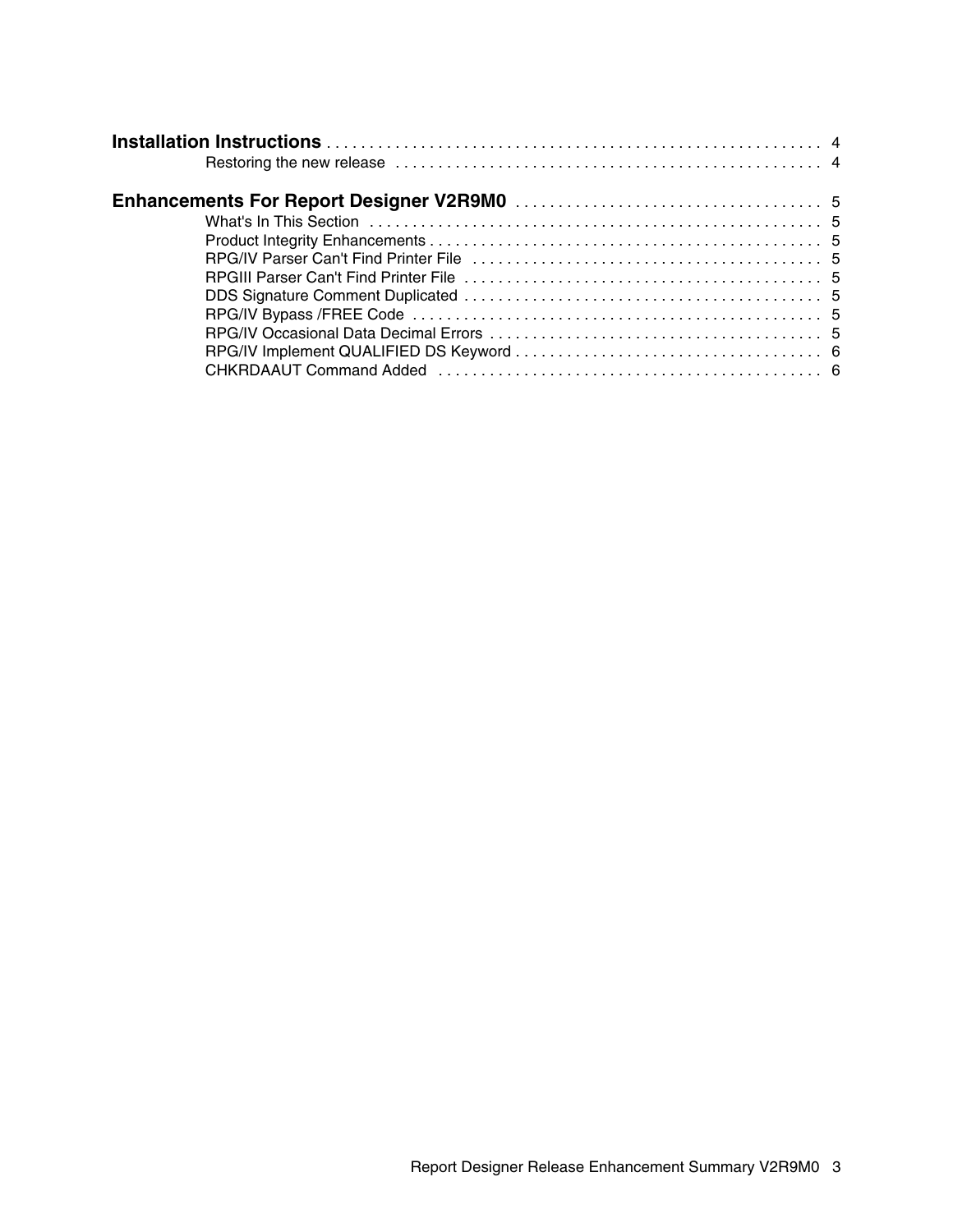**Installation Instructions** . . . . . . . . . . . . . . . . . . . . . . . . . . . . . . . . . . . . . . . . . . . . . . . . . . . . . . . . . 4

Restoring the new release . . . . . . . . . . . . . . . . . . . . . . . . . . . . . . . . . . . . . . . . . . . . . . . . . . 4

**Enhancements For Report Designer V2R9M0** . . . . . . . . . . . . . . . . . . . . . . . . . . . . . . . . . . . 5

What's In This Section . . . . . . . . . . . . . . . . . . . . . . . . . . . . . . . . . . . . . . . . . . . . . . . . . . . . . 5

Product Integrity Enhancements . . . . . . . . . . . . . . . . . . . . . . . . . . . . . . . . . . . . . . . . . . . . . . 5

RPG/IV Parser Can't Find Printer File . . . . . . . . . . . . . . . . . . . . . . . . . . . . . . . . . . . . . . . . . 5

RPGIII Parser Can't Find Printer File . . . . . . . . . . . . . . . . . . . . . . . . . . . . . . . . . . . . . . . . . . 5

DDS Signature Comment Duplicated . . . . . . . . . . . . . . . . . . . . . . . . . . . . . . . . . . . . . . . . . . 5

RPG/IV Bypass /FREE Code . . . . . . . . . . . . . . . . . . . . . . . . . . . . . . . . . . . . . . . . . . . . . . . . 5

RPG/IV Occasional Data Decimal Errors . . . . . . . . . . . . . . . . . . . . . . . . . . . . . . . . . . . . . . . 5

RPG/IV Implement QUALIFIED DS Keyword . . . . . . . . . . . . . . . . . . . . . . . . . . . . . . . . . . . 6

CHKRDAAUT Command Added . . . . . . . . . . . . . . . . . . . . . . . . . . . . . . . . . . . . . . . . . . . . 6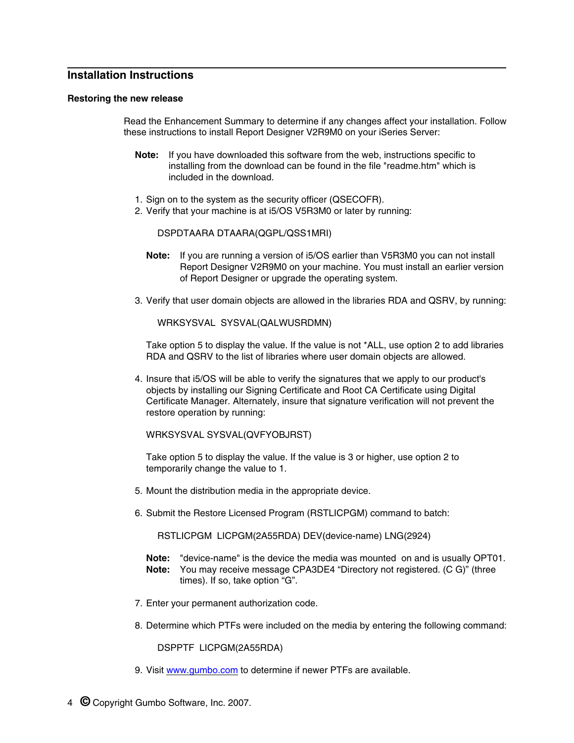## Installation Instructions

### Restoring the new release

Read the Enhancement Summary to determine if any changes affect your installation. Follow these instructions to install Report Designer V2R9M0 on your iSeries Server:

**Note:** If you have downloaded this software from the web, instructions specific to installing from the download can be found in the file "readme.htm" which is included in the download.

1. Sign on to the system as the security officer (QSECOFR).
2. Verify that your machine is at i5/OS V5R3M0 or later by running:

   ```
   DSPDTAARA DTAARA(QGPL/QSS1MRI)
   ```

   **Note:** If you are running a version of i5/OS earlier than V5R3M0 you can not install Report Designer V2R9M0 on your machine. You must install an earlier version of Report Designer or upgrade the operating system.

3. Verify that user domain objects are allowed in the libraries RDA and QSRV, by running:

   ```
   WRKSYSVAL  SYSVAL(QALWUSRDMN)
   ```

   Take option 5 to display the value. If the value is not *ALL, use option 2 to add libraries RDA and QSRV to the list of libraries where user domain objects are allowed.

4. Insure that i5/OS will be able to verify the signatures that we apply to our product's objects by installing our Signing Certificate and Root CA Certificate using Digital Certificate Manager. Alternately, insure that signature verification will not prevent the restore operation by running:

   ```
   WRKSYSVAL SYSVAL(QVFYOBJRST)
   ```

   Take option 5 to display the value. If the value is 3 or higher, use option 2 to temporarily change the value to 1.

5. Mount the distribution media in the appropriate device.

6. Submit the Restore Licensed Program (RSTLICPGM) command to batch:

   ```
   RSTLICPGM  LICPGM(2A55RDA) DEV(device-name) LNG(2924)
   ```

   **Note:** "device-name" is the device the media was mounted on and is usually OPT01.
   **Note:** You may receive message CPA3DE4 “Directory not registered. (C G)” (three times). If so, take option “G”.

7. Enter your permanent authorization code.

8. Determine which PTFs were included on the media by entering the following command:

   ```
   DSPPTF  LICPGM(2A55RDA)
   ```

9. Visit [www.gumbo.com](http://www.gumbo.com) to determine if newer PTFs are available.

© Copyright Gumbo Software, Inc. 2007.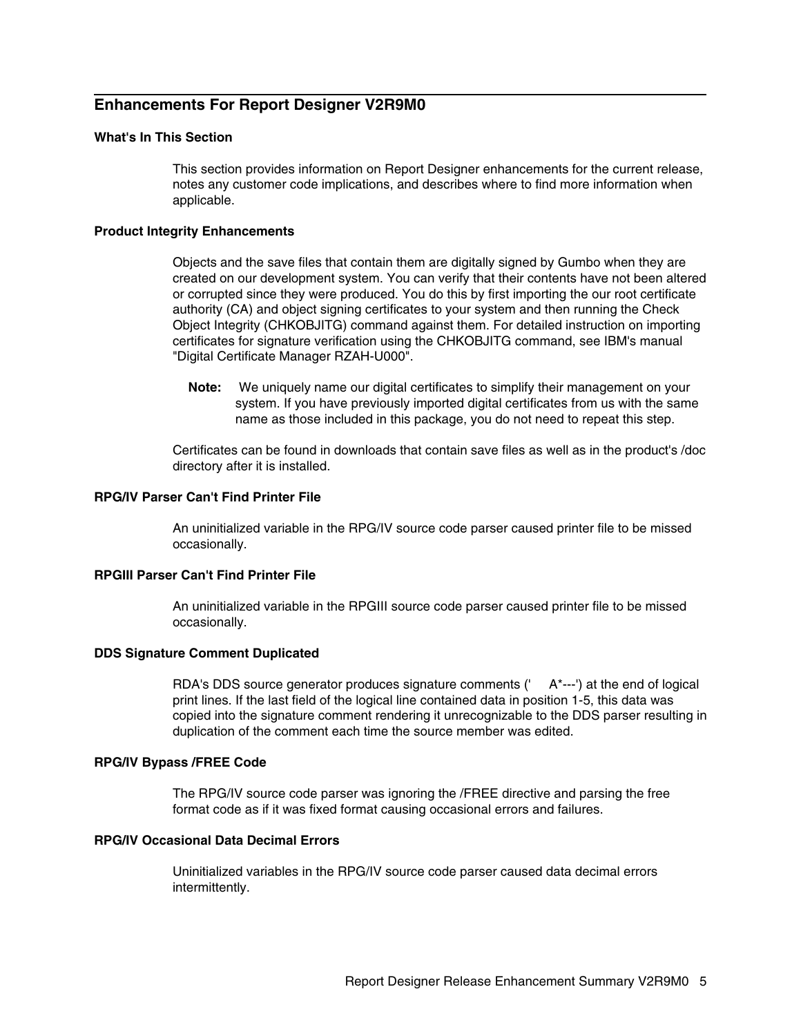## Enhancements For Report Designer V2R9M0

### What's In This Section

This section provides information on Report Designer enhancements for the current release, notes any customer code implications, and describes where to find more information when applicable.

### Product Integrity Enhancements

Objects and the save files that contain them are digitally signed by Gumbo when they are created on our development system. You can verify that their contents have not been altered or corrupted since they were produced. You do this by first importing the our root certificate authority (CA) and object signing certificates to your system and then running the Check Object Integrity (CHKOBJITG) command against them. For detailed instruction on importing certificates for signature verification using the CHKOBJITG command, see IBM's manual "Digital Certificate Manager RZAH-U000".

> **Note:** We uniquely name our digital certificates to simplify their management on your system. If you have previously imported digital certificates from us with the same name as those included in this package, you do not need to repeat this step.

Certificates can be found in downloads that contain save files as well as in the product's /doc directory after it is installed.

### RPG/IV Parser Can't Find Printer File

An uninitialized variable in the RPG/IV source code parser caused printer file to be missed occasionally.

### RPGIII Parser Can't Find Printer File

An uninitialized variable in the RPGIII source code parser caused printer file to be missed occasionally.

### DDS Signature Comment Duplicated

RDA's DDS source generator produces signature comments ('     A*---') at the end of logical print lines. If the last field of the logical line contained data in position 1-5, this data was copied into the signature comment rendering it unrecognizable to the DDS parser resulting in duplication of the comment each time the source member was edited.

### RPG/IV Bypass /FREE Code

The RPG/IV source code parser was ignoring the /FREE directive and parsing the free format code as if it was fixed format causing occasional errors and failures.

### RPG/IV Occasional Data Decimal Errors

Uninitialized variables in the RPG/IV source code parser caused data decimal errors intermittently.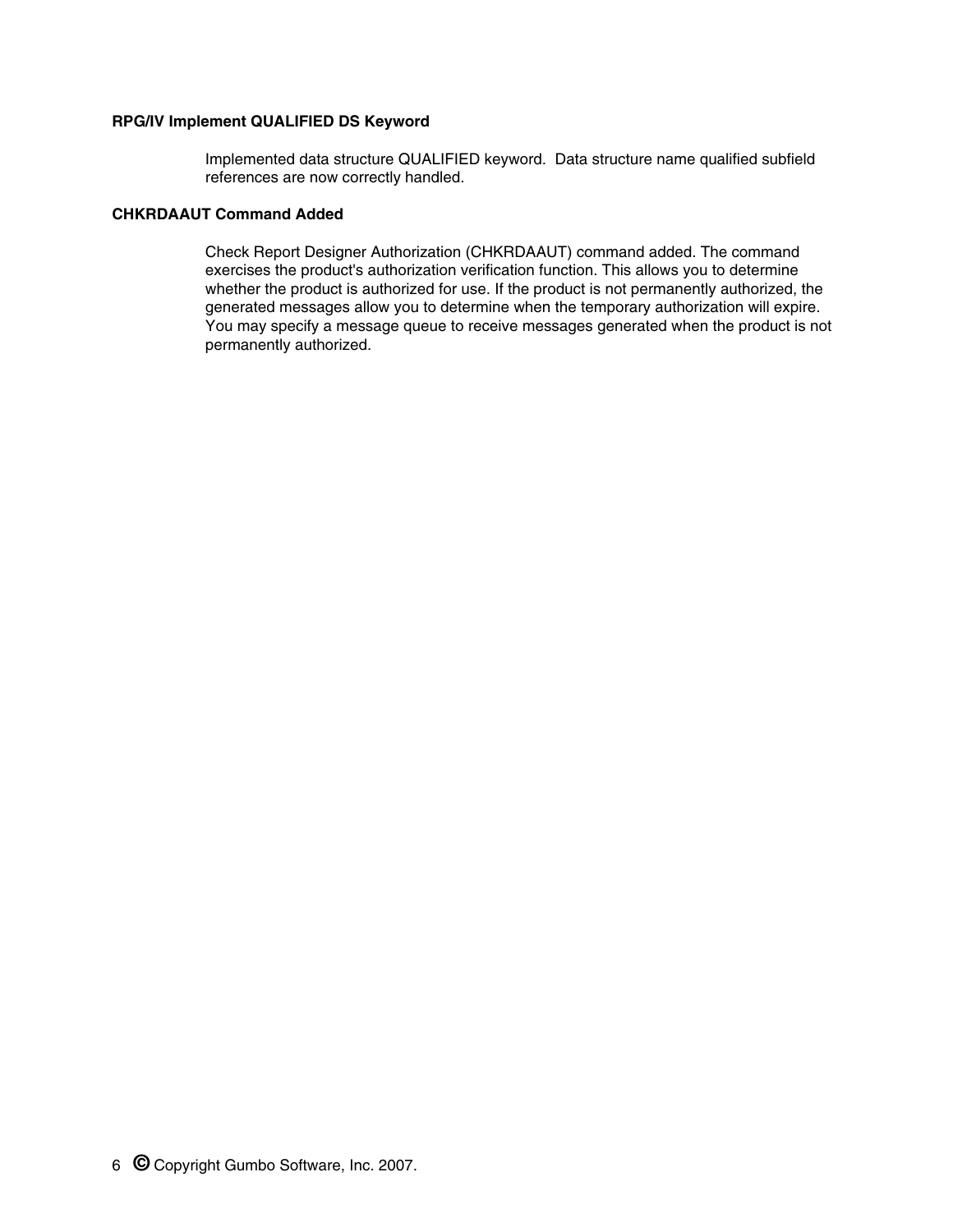**RPG/IV Implement QUALIFIED DS Keyword**

Implemented data structure QUALIFIED keyword. Data structure name qualified subfield references are now correctly handled.

**CHKRDAAUT Command Added**

Check Report Designer Authorization (CHKRDAAUT) command added. The command exercises the product's authorization verification function. This allows you to determine whether the product is authorized for use. If the product is not permanently authorized, the generated messages allow you to determine when the temporary authorization will expire. You may specify a message queue to receive messages generated when the product is not permanently authorized.